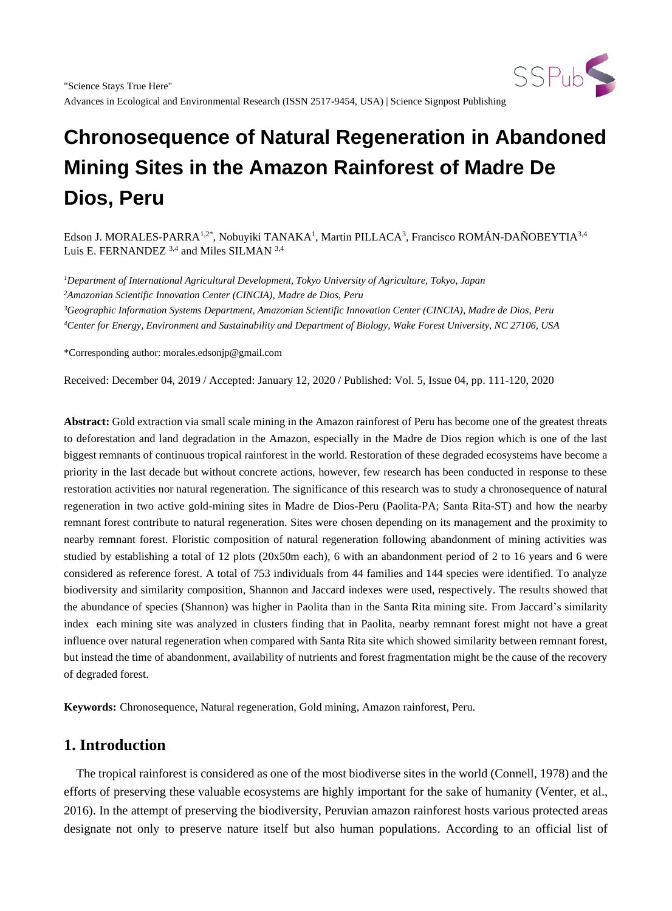"Science Stays True Here"
Advances in Ecological and Environmental Research (ISSN 2517-9454, USA) | Science Signpost Publishing

# Chronosequence of Natural Regeneration in Abandoned Mining Sites in the Amazon Rainforest of Madre De Dios, Peru

Edson J. MORALES-PARRA[1,2*], Nobuyiki TANAKA[1], Martin PILLACA[3], Francisco ROMÁN-DAÑOBEYTIA[3,4] Luis E. FERNANDEZ [3,4] and Miles SILMAN [3,4]

[1]*Department of International Agricultural Development, Tokyo University of Agriculture, Tokyo, Japan*
[2]*Amazonian Scientific Innovation Center (CINCIA), Madre de Dios, Peru*
[3]*Geographic Information Systems Department, Amazonian Scientific Innovation Center (CINCIA), Madre de Dios, Peru*
[4]*Center for Energy, Environment and Sustainability and Department of Biology, Wake Forest University, NC 27106, USA*

*Corresponding author: morales.edsonjp@gmail.com

Received: December 04, 2019 / Accepted: January 12, 2020 / Published: Vol. 5, Issue 04, pp. 111-120, 2020

**Abstract:** Gold extraction via small scale mining in the Amazon rainforest of Peru has become one of the greatest threats to deforestation and land degradation in the Amazon, especially in the Madre de Dios region which is one of the last biggest remnants of continuous tropical rainforest in the world. Restoration of these degraded ecosystems have become a priority in the last decade but without concrete actions, however, few research has been conducted in response to these restoration activities nor natural regeneration. The significance of this research was to study a chronosequence of natural regeneration in two active gold-mining sites in Madre de Dios-Peru (Paolita-PA; Santa Rita-ST) and how the nearby remnant forest contribute to natural regeneration. Sites were chosen depending on its management and the proximity to nearby remnant forest. Floristic composition of natural regeneration following abandonment of mining activities was studied by establishing a total of 12 plots (20x50m each), 6 with an abandonment period of 2 to 16 years and 6 were considered as reference forest. A total of 753 individuals from 44 families and 144 species were identified. To analyze biodiversity and similarity composition, Shannon and Jaccard indexes were used, respectively. The results showed that the abundance of species (Shannon) was higher in Paolita than in the Santa Rita mining site. From Jaccard's similarity index each mining site was analyzed in clusters finding that in Paolita, nearby remnant forest might not have a great influence over natural regeneration when compared with Santa Rita site which showed similarity between remnant forest, but instead the time of abandonment, availability of nutrients and forest fragmentation might be the cause of the recovery of degraded forest.

**Keywords:** Chronosequence, Natural regeneration, Gold mining, Amazon rainforest, Peru.

## 1. Introduction

The tropical rainforest is considered as one of the most biodiverse sites in the world (Connell, 1978) and the efforts of preserving these valuable ecosystems are highly important for the sake of humanity (Venter, et al., 2016). In the attempt of preserving the biodiversity, Peruvian amazon rainforest hosts various protected areas designate not only to preserve nature itself but also human populations. According to an official list of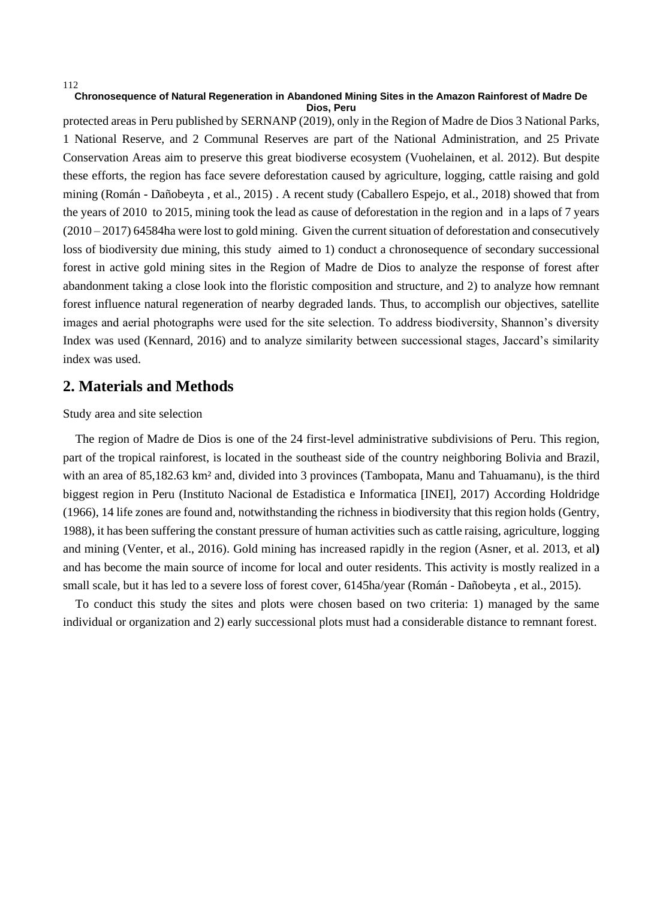protected areas in Peru published by SERNANP (2019), only in the Region of Madre de Dios 3 National Parks, 1 National Reserve, and 2 Communal Reserves are part of the National Administration, and 25 Private Conservation Areas aim to preserve this great biodiverse ecosystem (Vuohelainen, et al. 2012). But despite these efforts, the region has face severe deforestation caused by agriculture, logging, cattle raising and gold mining (Román - Dañobeyta , et al., 2015) . A recent study (Caballero Espejo, et al., 2018) showed that from the years of 2010 to 2015, mining took the lead as cause of deforestation in the region and in a laps of 7 years (2010 – 2017) 64584ha were lost to gold mining. Given the current situation of deforestation and consecutively loss of biodiversity due mining, this study aimed to 1) conduct a chronosequence of secondary successional forest in active gold mining sites in the Region of Madre de Dios to analyze the response of forest after abandonment taking a close look into the floristic composition and structure, and 2) to analyze how remnant forest influence natural regeneration of nearby degraded lands. Thus, to accomplish our objectives, satellite images and aerial photographs were used for the site selection. To address biodiversity, Shannon's diversity Index was used (Kennard, 2016) and to analyze similarity between successional stages, Jaccard's similarity index was used.

## 2. Materials and Methods

Study area and site selection

The region of Madre de Dios is one of the 24 first-level administrative subdivisions of Peru. This region, part of the tropical rainforest, is located in the southeast side of the country neighboring Bolivia and Brazil, with an area of 85,182.63 km² and, divided into 3 provinces (Tambopata, Manu and Tahuamanu), is the third biggest region in Peru (Instituto Nacional de Estadistica e Informatica [INEI], 2017) According Holdridge (1966), 14 life zones are found and, notwithstanding the richness in biodiversity that this region holds (Gentry, 1988), it has been suffering the constant pressure of human activities such as cattle raising, agriculture, logging and mining (Venter, et al., 2016). Gold mining has increased rapidly in the region (Asner, et al. 2013, et al**)** and has become the main source of income for local and outer residents. This activity is mostly realized in a small scale, but it has led to a severe loss of forest cover, 6145ha/year (Román - Dañobeyta , et al., 2015).

To conduct this study the sites and plots were chosen based on two criteria: 1) managed by the same individual or organization and 2) early successional plots must had a considerable distance to remnant forest.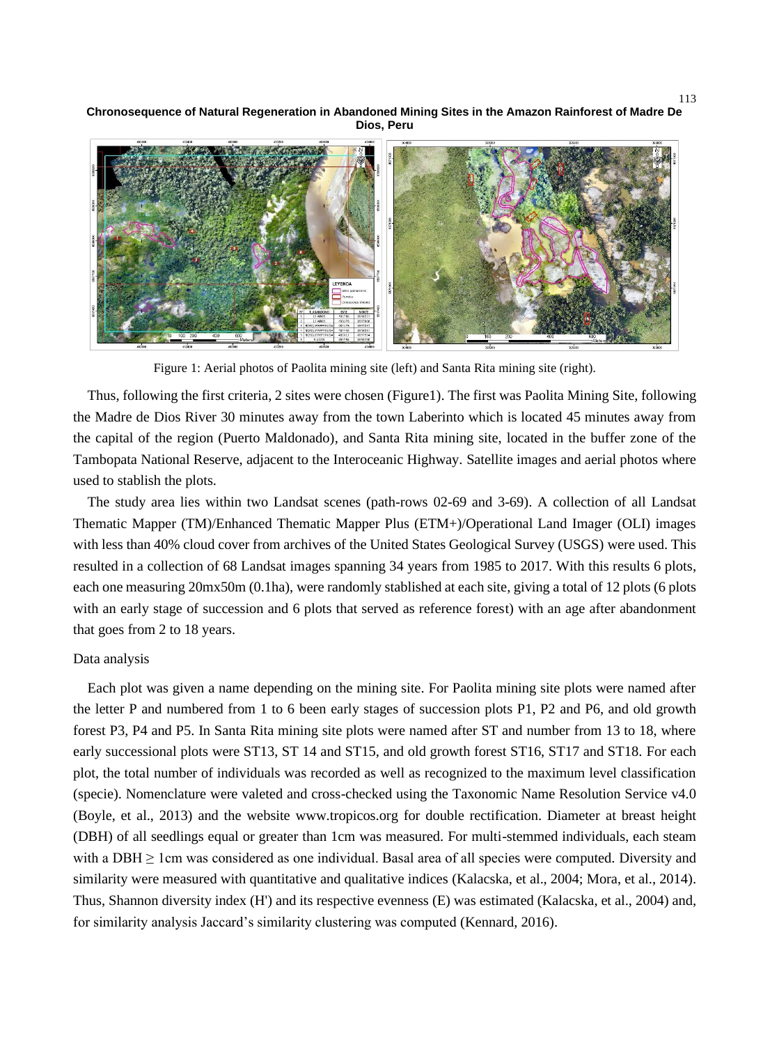Figure 1: Aerial photos of Paolita mining site (left) and Santa Rita mining site (right).

Thus, following the first criteria, 2 sites were chosen (Figure1). The first was Paolita Mining Site, following the Madre de Dios River 30 minutes away from the town Laberinto which is located 45 minutes away from the capital of the region (Puerto Maldonado), and Santa Rita mining site, located in the buffer zone of the Tambopata National Reserve, adjacent to the Interoceanic Highway. Satellite images and aerial photos where used to stablish the plots.

The study area lies within two Landsat scenes (path-rows 02-69 and 3-69). A collection of all Landsat Thematic Mapper (TM)/Enhanced Thematic Mapper Plus (ETM+)/Operational Land Imager (OLI) images with less than 40% cloud cover from archives of the United States Geological Survey (USGS) were used. This resulted in a collection of 68 Landsat images spanning 34 years from 1985 to 2017. With this results 6 plots, each one measuring 20mx50m (0.1ha), were randomly stablished at each site, giving a total of 12 plots (6 plots with an early stage of succession and 6 plots that served as reference forest) with an age after abandonment that goes from 2 to 18 years.

Data analysis

Each plot was given a name depending on the mining site. For Paolita mining site plots were named after the letter P and numbered from 1 to 6 been early stages of succession plots P1, P2 and P6, and old growth forest P3, P4 and P5. In Santa Rita mining site plots were named after ST and number from 13 to 18, where early successional plots were ST13, ST 14 and ST15, and old growth forest ST16, ST17 and ST18. For each plot, the total number of individuals was recorded as well as recognized to the maximum level classification (specie). Nomenclature were valeted and cross-checked using the Taxonomic Name Resolution Service v4.0 (Boyle, et al., 2013) and the website www.tropicos.org for double rectification. Diameter at breast height (DBH) of all seedlings equal or greater than 1cm was measured. For multi-stemmed individuals, each steam with a DBH ≥ 1cm was considered as one individual. Basal area of all species were computed. Diversity and similarity were measured with quantitative and qualitative indices (Kalacska, et al., 2004; Mora, et al., 2014). Thus, Shannon diversity index (H') and its respective evenness (E) was estimated (Kalacska, et al., 2004) and, for similarity analysis Jaccard's similarity clustering was computed (Kennard, 2016).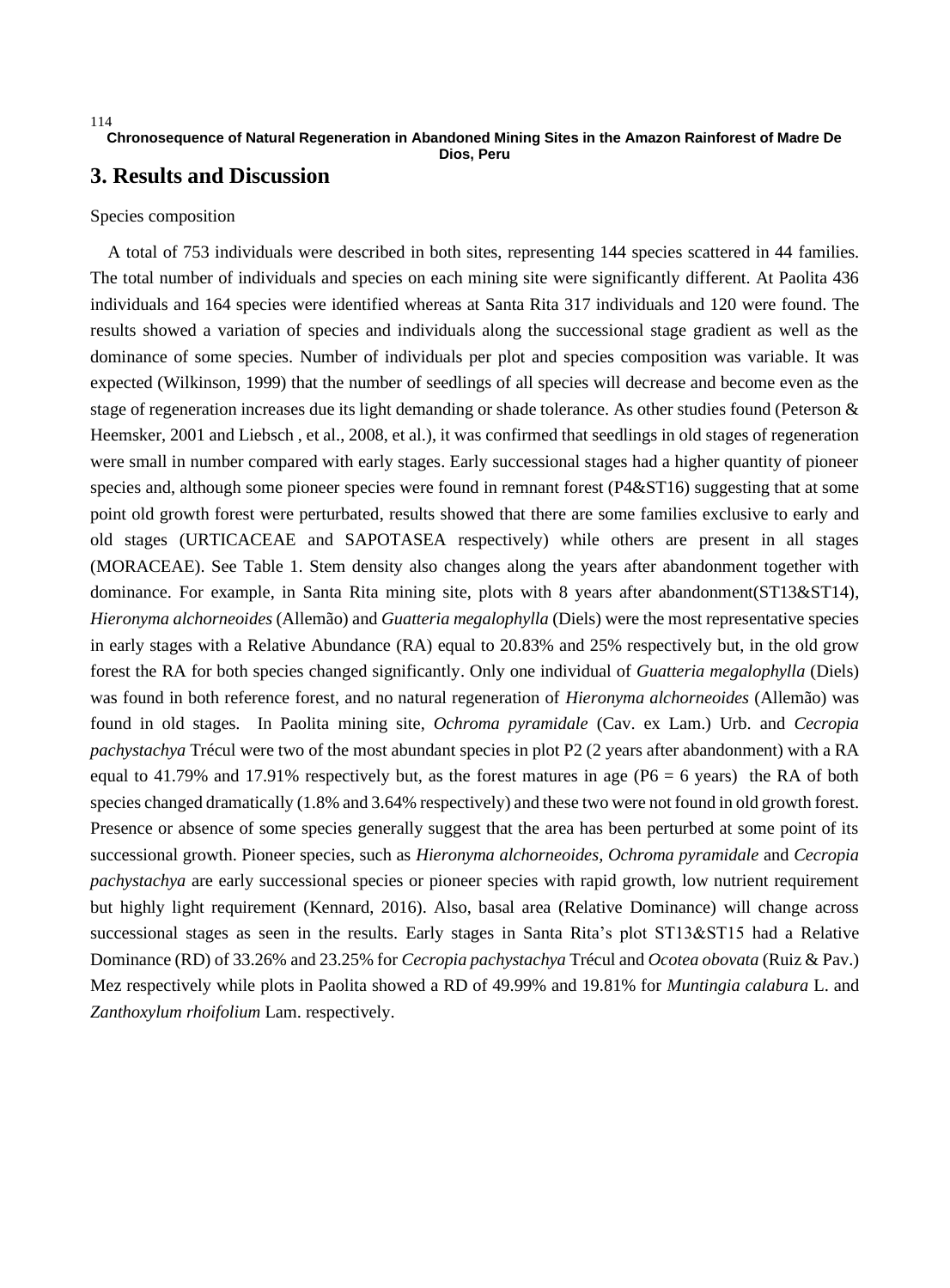# 3. Results and Discussion

Species composition

A total of 753 individuals were described in both sites, representing 144 species scattered in 44 families. The total number of individuals and species on each mining site were significantly different. At Paolita 436 individuals and 164 species were identified whereas at Santa Rita 317 individuals and 120 were found. The results showed a variation of species and individuals along the successional stage gradient as well as the dominance of some species. Number of individuals per plot and species composition was variable. It was expected (Wilkinson, 1999) that the number of seedlings of all species will decrease and become even as the stage of regeneration increases due its light demanding or shade tolerance. As other studies found (Peterson & Heemsker, 2001 and Liebsch , et al., 2008, et al.), it was confirmed that seedlings in old stages of regeneration were small in number compared with early stages. Early successional stages had a higher quantity of pioneer species and, although some pioneer species were found in remnant forest (P4&ST16) suggesting that at some point old growth forest were perturbated, results showed that there are some families exclusive to early and old stages (URTICACEAE and SAPOTASEA respectively) while others are present in all stages (MORACEAE). See Table 1. Stem density also changes along the years after abandonment together with dominance. For example, in Santa Rita mining site, plots with 8 years after abandonment(ST13&ST14), *Hieronyma alchorneoides* (Allemão) and *Guatteria megalophylla* (Diels) were the most representative species in early stages with a Relative Abundance (RA) equal to 20.83% and 25% respectively but, in the old grow forest the RA for both species changed significantly. Only one individual of *Guatteria megalophylla* (Diels) was found in both reference forest, and no natural regeneration of *Hieronyma alchorneoides* (Allemão) was found in old stages. In Paolita mining site, *Ochroma pyramidale* (Cav. ex Lam.) Urb. and *Cecropia pachystachya* Trécul were two of the most abundant species in plot P2 (2 years after abandonment) with a RA equal to 41.79% and 17.91% respectively but, as the forest matures in age (P6 = 6 years) the RA of both species changed dramatically (1.8% and 3.64% respectively) and these two were not found in old growth forest. Presence or absence of some species generally suggest that the area has been perturbed at some point of its successional growth. Pioneer species, such as *Hieronyma alchorneoides*, *Ochroma pyramidale* and *Cecropia pachystachya* are early successional species or pioneer species with rapid growth, low nutrient requirement but highly light requirement (Kennard, 2016). Also, basal area (Relative Dominance) will change across successional stages as seen in the results. Early stages in Santa Rita's plot ST13&ST15 had a Relative Dominance (RD) of 33.26% and 23.25% for *Cecropia pachystachya* Trécul and *Ocotea obovata* (Ruiz & Pav.) Mez respectively while plots in Paolita showed a RD of 49.99% and 19.81% for *Muntingia calabura* L. and *Zanthoxylum rhoifolium* Lam. respectively.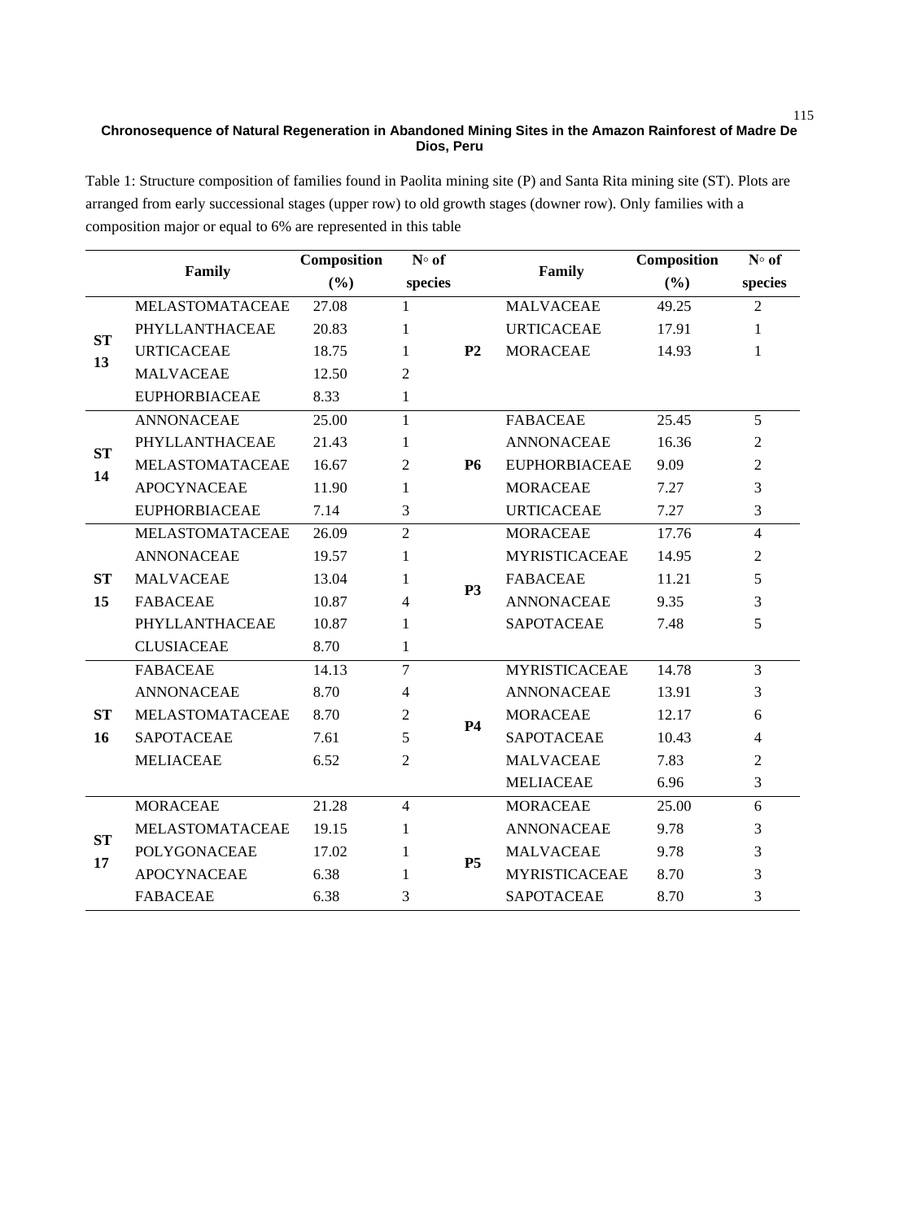Table 1: Structure composition of families found in Paolita mining site (P) and Santa Rita mining site (ST). Plots are arranged from early successional stages (upper row) to old growth stages (downer row). Only families with a composition major or equal to 6% are represented in this table

| | Family | Composition (%) | N◦ of species | | Family | Composition (%) | N◦ of species |
|---|---|---|---|---|---|---|---|
| **ST 13** | MELASTOMATACEAE | 27.08 | 1 | **P2** | MALVACEAE | 49.25 | 2 |
| | PHYLLANTHACEAE | 20.83 | 1 | | URTICACEAE | 17.91 | 1 |
| | URTICACEAE | 18.75 | 1 | | MORACEAE | 14.93 | 1 |
| | MALVACEAE | 12.50 | 2 | | | | |
| | EUPHORBIACEAE | 8.33 | 1 | | | | |
| **ST 14** | ANNONACEAE | 25.00 | 1 | **P6** | FABACEAE | 25.45 | 5 |
| | PHYLLANTHACEAE | 21.43 | 1 | | ANNONACEAE | 16.36 | 2 |
| | MELASTOMATACEAE | 16.67 | 2 | | EUPHORBIACEAE | 9.09 | 2 |
| | APOCYNACEAE | 11.90 | 1 | | MORACEAE | 7.27 | 3 |
| | EUPHORBIACEAE | 7.14 | 3 | | URTICACEAE | 7.27 | 3 |
| **ST 15** | MELASTOMATACEAE | 26.09 | 2 | **P3** | MORACEAE | 17.76 | 4 |
| | ANNONACEAE | 19.57 | 1 | | MYRISTICACEAE | 14.95 | 2 |
| | MALVACEAE | 13.04 | 1 | | FABACEAE | 11.21 | 5 |
| | FABACEAE | 10.87 | 4 | | ANNONACEAE | 9.35 | 3 |
| | PHYLLANTHACEAE | 10.87 | 1 | | SAPOTACEAE | 7.48 | 5 |
| | CLUSIACEAE | 8.70 | 1 | | | | |
| **ST 16** | FABACEAE | 14.13 | 7 | **P4** | MYRISTICACEAE | 14.78 | 3 |
| | ANNONACEAE | 8.70 | 4 | | ANNONACEAE | 13.91 | 3 |
| | MELASTOMATACEAE | 8.70 | 2 | | MORACEAE | 12.17 | 6 |
| | SAPOTACEAE | 7.61 | 5 | | SAPOTACEAE | 10.43 | 4 |
| | MELIACEAE | 6.52 | 2 | | MALVACEAE | 7.83 | 2 |
| | | | | | MELIACEAE | 6.96 | 3 |
| **ST 17** | MORACEAE | 21.28 | 4 | **P5** | MORACEAE | 25.00 | 6 |
| | MELASTOMATACEAE | 19.15 | 1 | | ANNONACEAE | 9.78 | 3 |
| | POLYGONACEAE | 17.02 | 1 | | MALVACEAE | 9.78 | 3 |
| | APOCYNACEAE | 6.38 | 1 | | MYRISTICACEAE | 8.70 | 3 |
| | FABACEAE | 6.38 | 3 | | SAPOTACEAE | 8.70 | 3 |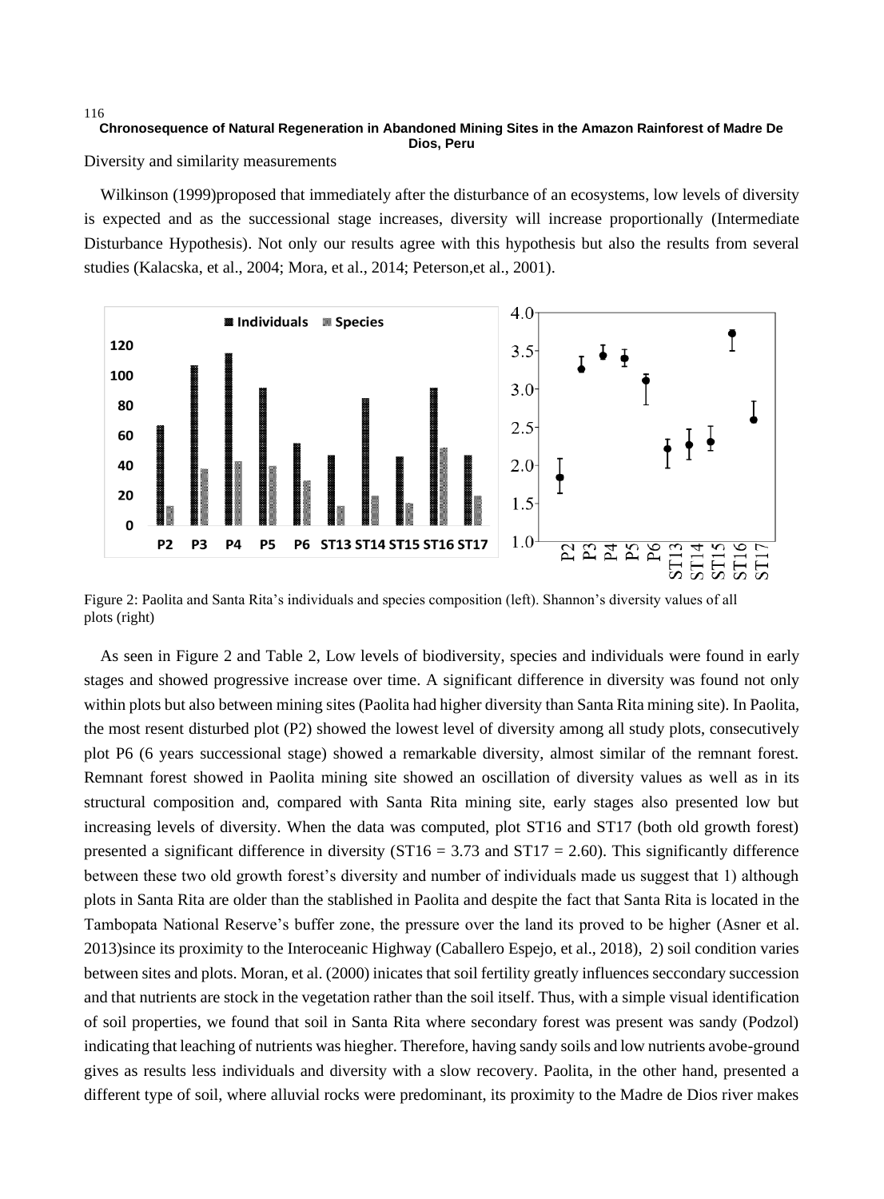Diversity and similarity measurements

Wilkinson (1999)proposed that immediately after the disturbance of an ecosystems, low levels of diversity is expected and as the successional stage increases, diversity will increase proportionally (Intermediate Disturbance Hypothesis). Not only our results agree with this hypothesis but also the results from several studies (Kalacska, et al., 2004; Mora, et al., 2014; Peterson,et al., 2001).

Figure 2: Paolita and Santa Rita's individuals and species composition (left). Shannon's diversity values of all plots (right)

As seen in Figure 2 and Table 2, Low levels of biodiversity, species and individuals were found in early stages and showed progressive increase over time. A significant difference in diversity was found not only within plots but also between mining sites (Paolita had higher diversity than Santa Rita mining site). In Paolita, the most resent disturbed plot (P2) showed the lowest level of diversity among all study plots, consecutively plot P6 (6 years successional stage) showed a remarkable diversity, almost similar of the remnant forest. Remnant forest showed in Paolita mining site showed an oscillation of diversity values as well as in its structural composition and, compared with Santa Rita mining site, early stages also presented low but increasing levels of diversity. When the data was computed, plot ST16 and ST17 (both old growth forest) presented a significant difference in diversity (ST16 = 3.73 and ST17 = 2.60). This significantly difference between these two old growth forest's diversity and number of individuals made us suggest that 1) although plots in Santa Rita are older than the stablished in Paolita and despite the fact that Santa Rita is located in the Tambopata National Reserve's buffer zone, the pressure over the land its proved to be higher (Asner et al. 2013)since its proximity to the Interoceanic Highway (Caballero Espejo, et al., 2018), 2) soil condition varies between sites and plots. Moran, et al. (2000) inicates that soil fertility greatly influences seccondary succession and that nutrients are stock in the vegetation rather than the soil itself. Thus, with a simple visual identification of soil properties, we found that soil in Santa Rita where secondary forest was present was sandy (Podzol) indicating that leaching of nutrients was hiegher. Therefore, having sandy soils and low nutrients avobe-ground gives as results less individuals and diversity with a slow recovery. Paolita, in the other hand, presented a different type of soil, where alluvial rocks were predominant, its proximity to the Madre de Dios river makes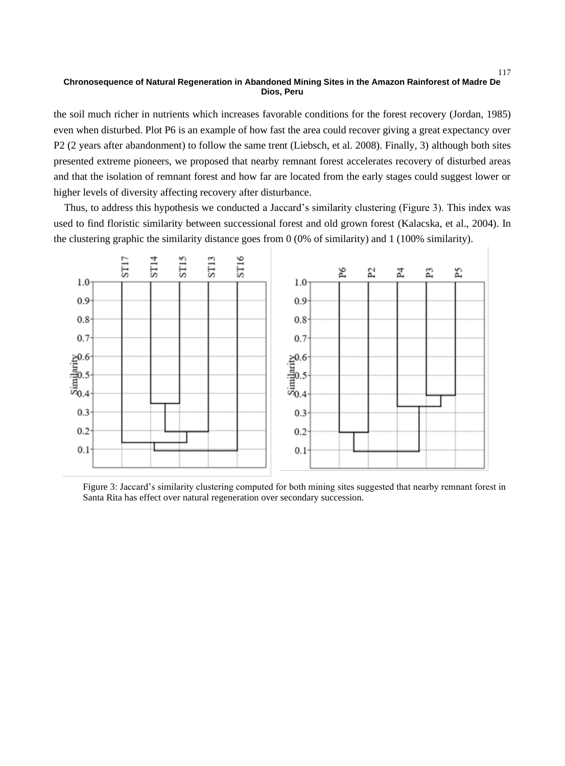the soil much richer in nutrients which increases favorable conditions for the forest recovery (Jordan, 1985) even when disturbed. Plot P6 is an example of how fast the area could recover giving a great expectancy over P2 (2 years after abandonment) to follow the same trent (Liebsch, et al. 2008). Finally, 3) although both sites presented extreme pioneers, we proposed that nearby remnant forest accelerates recovery of disturbed areas and that the isolation of remnant forest and how far are located from the early stages could suggest lower or higher levels of diversity affecting recovery after disturbance.

Thus, to address this hypothesis we conducted a Jaccard's similarity clustering (Figure 3). This index was used to find floristic similarity between successional forest and old grown forest (Kalacska, et al., 2004). In the clustering graphic the similarity distance goes from 0 (0% of similarity) and 1 (100% similarity).

Figure 3: Jaccard's similarity clustering computed for both mining sites suggested that nearby remnant forest in Santa Rita has effect over natural regeneration over secondary succession.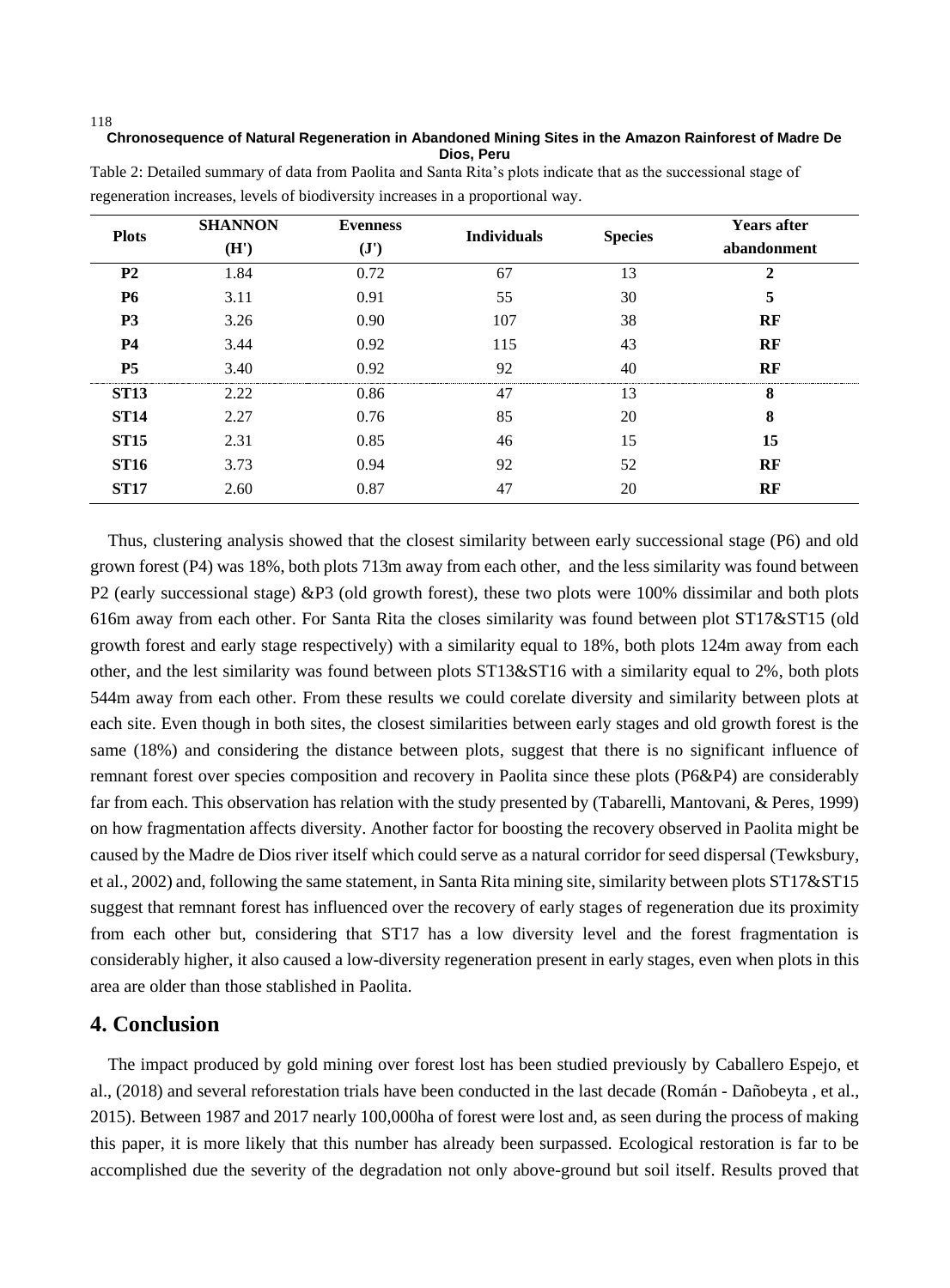Table 2: Detailed summary of data from Paolita and Santa Rita's plots indicate that as the successional stage of regeneration increases, levels of biodiversity increases in a proportional way.

| Plots | SHANNON (H') | Evenness (J') | Individuals | Species | Years after abandonment |
|---|---|---|---|---|---|
| **P2** | 1.84 | 0.72 | 67 | 13 | **2** |
| **P6** | 3.11 | 0.91 | 55 | 30 | **5** |
| **P3** | 3.26 | 0.90 | 107 | 38 | **RF** |
| **P4** | 3.44 | 0.92 | 115 | 43 | **RF** |
| **P5** | 3.40 | 0.92 | 92 | 40 | **RF** |
| **ST13** | 2.22 | 0.86 | 47 | 13 | **8** |
| **ST14** | 2.27 | 0.76 | 85 | 20 | **8** |
| **ST15** | 2.31 | 0.85 | 46 | 15 | **15** |
| **ST16** | 3.73 | 0.94 | 92 | 52 | **RF** |
| **ST17** | 2.60 | 0.87 | 47 | 20 | **RF** |

Thus, clustering analysis showed that the closest similarity between early successional stage (P6) and old grown forest (P4) was 18%, both plots 713m away from each other, and the less similarity was found between P2 (early successional stage) &P3 (old growth forest), these two plots were 100% dissimilar and both plots 616m away from each other. For Santa Rita the closes similarity was found between plot ST17&ST15 (old growth forest and early stage respectively) with a similarity equal to 18%, both plots 124m away from each other, and the lest similarity was found between plots ST13&ST16 with a similarity equal to 2%, both plots 544m away from each other. From these results we could corelate diversity and similarity between plots at each site. Even though in both sites, the closest similarities between early stages and old growth forest is the same (18%) and considering the distance between plots, suggest that there is no significant influence of remnant forest over species composition and recovery in Paolita since these plots (P6&P4) are considerably far from each. This observation has relation with the study presented by (Tabarelli, Mantovani, & Peres, 1999) on how fragmentation affects diversity. Another factor for boosting the recovery observed in Paolita might be caused by the Madre de Dios river itself which could serve as a natural corridor for seed dispersal (Tewksbury, et al., 2002) and, following the same statement, in Santa Rita mining site, similarity between plots ST17&ST15 suggest that remnant forest has influenced over the recovery of early stages of regeneration due its proximity from each other but, considering that ST17 has a low diversity level and the forest fragmentation is considerably higher, it also caused a low-diversity regeneration present in early stages, even when plots in this area are older than those stablished in Paolita.

## 4. Conclusion

The impact produced by gold mining over forest lost has been studied previously by Caballero Espejo, et al., (2018) and several reforestation trials have been conducted in the last decade (Román - Dañobeyta , et al., 2015). Between 1987 and 2017 nearly 100,000ha of forest were lost and, as seen during the process of making this paper, it is more likely that this number has already been surpassed. Ecological restoration is far to be accomplished due the severity of the degradation not only above-ground but soil itself. Results proved that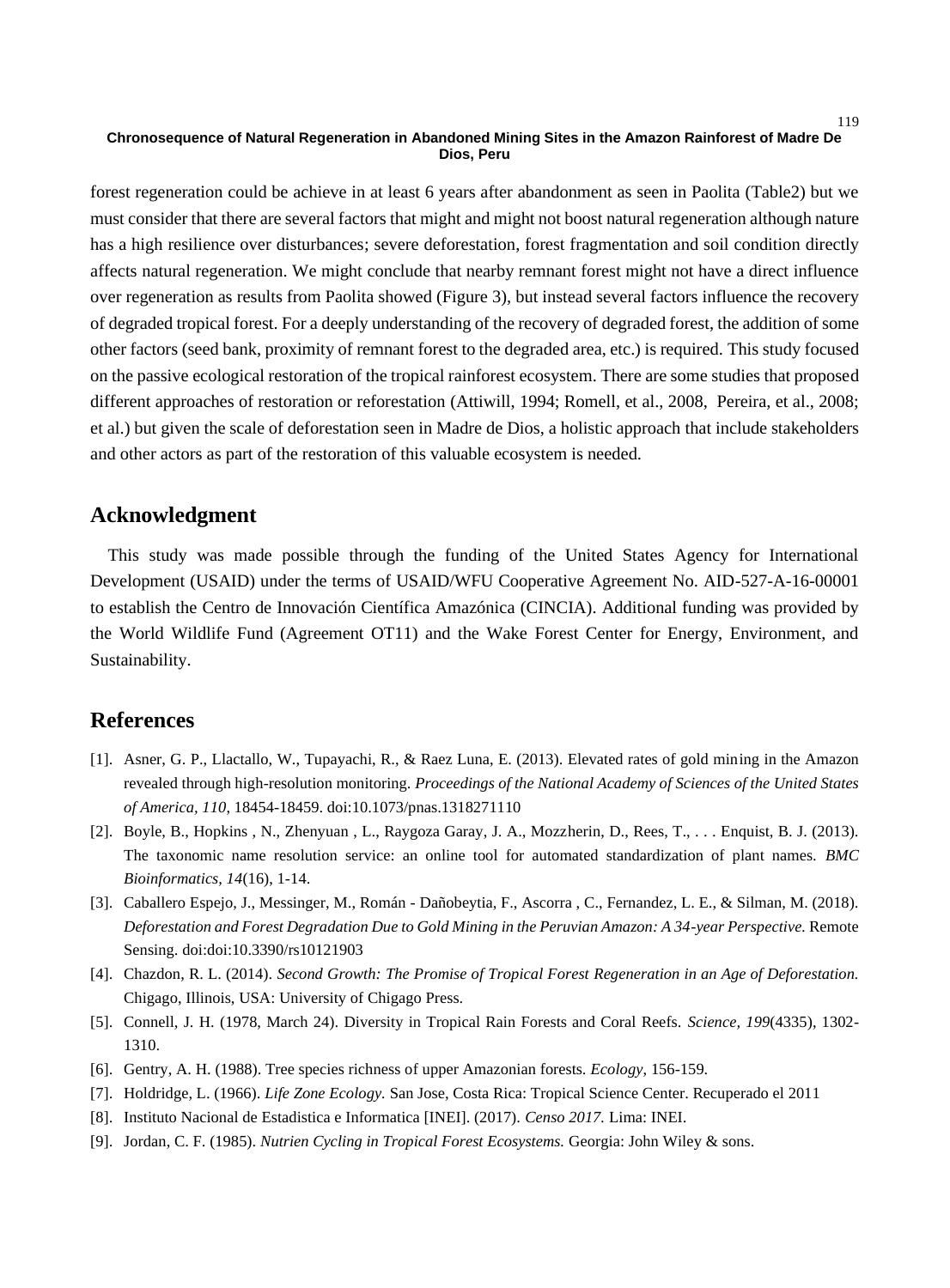forest regeneration could be achieve in at least 6 years after abandonment as seen in Paolita (Table2) but we must consider that there are several factors that might and might not boost natural regeneration although nature has a high resilience over disturbances; severe deforestation, forest fragmentation and soil condition directly affects natural regeneration. We might conclude that nearby remnant forest might not have a direct influence over regeneration as results from Paolita showed (Figure 3), but instead several factors influence the recovery of degraded tropical forest. For a deeply understanding of the recovery of degraded forest, the addition of some other factors (seed bank, proximity of remnant forest to the degraded area, etc.) is required. This study focused on the passive ecological restoration of the tropical rainforest ecosystem. There are some studies that proposed different approaches of restoration or reforestation (Attiwill, 1994; Romell, et al., 2008, Pereira, et al., 2008; et al.) but given the scale of deforestation seen in Madre de Dios, a holistic approach that include stakeholders and other actors as part of the restoration of this valuable ecosystem is needed.

## Acknowledgment

This study was made possible through the funding of the United States Agency for International Development (USAID) under the terms of USAID/WFU Cooperative Agreement No. AID-527-A-16-00001 to establish the Centro de Innovación Científica Amazónica (CINCIA). Additional funding was provided by the World Wildlife Fund (Agreement OT11) and the Wake Forest Center for Energy, Environment, and Sustainability.

## References

[1]. Asner, G. P., Llactallo, W., Tupayachi, R., & Raez Luna, E. (2013). Elevated rates of gold mining in the Amazon revealed through high-resolution monitoring. *Proceedings of the National Academy of Sciences of the United States of America, 110*, 18454-18459. doi:10.1073/pnas.1318271110

[2]. Boyle, B., Hopkins , N., Zhenyuan , L., Raygoza Garay, J. A., Mozzherin, D., Rees, T., . . . Enquist, B. J. (2013). The taxonomic name resolution service: an online tool for automated standardization of plant names. *BMC Bioinformatics, 14*(16), 1-14.

[3]. Caballero Espejo, J., Messinger, M., Román - Dañobeytia, F., Ascorra , C., Fernandez, L. E., & Silman, M. (2018). *Deforestation and Forest Degradation Due to Gold Mining in the Peruvian Amazon: A 34-year Perspective.* Remote Sensing. doi:doi:10.3390/rs10121903

[4]. Chazdon, R. L. (2014). *Second Growth: The Promise of Tropical Forest Regeneration in an Age of Deforestation.* Chigago, Illinois, USA: University of Chigago Press.

[5]. Connell, J. H. (1978, March 24). Diversity in Tropical Rain Forests and Coral Reefs. *Science, 199*(4335), 1302-1310.

[6]. Gentry, A. H. (1988). Tree species richness of upper Amazonian forests. *Ecology*, 156-159.

[7]. Holdridge, L. (1966). *Life Zone Ecology.* San Jose, Costa Rica: Tropical Science Center. Recuperado el 2011

[8]. Instituto Nacional de Estadistica e Informatica [INEI]. (2017). *Censo 2017.* Lima: INEI.

[9]. Jordan, C. F. (1985). *Nutrien Cycling in Tropical Forest Ecosystems.* Georgia: John Wiley & sons.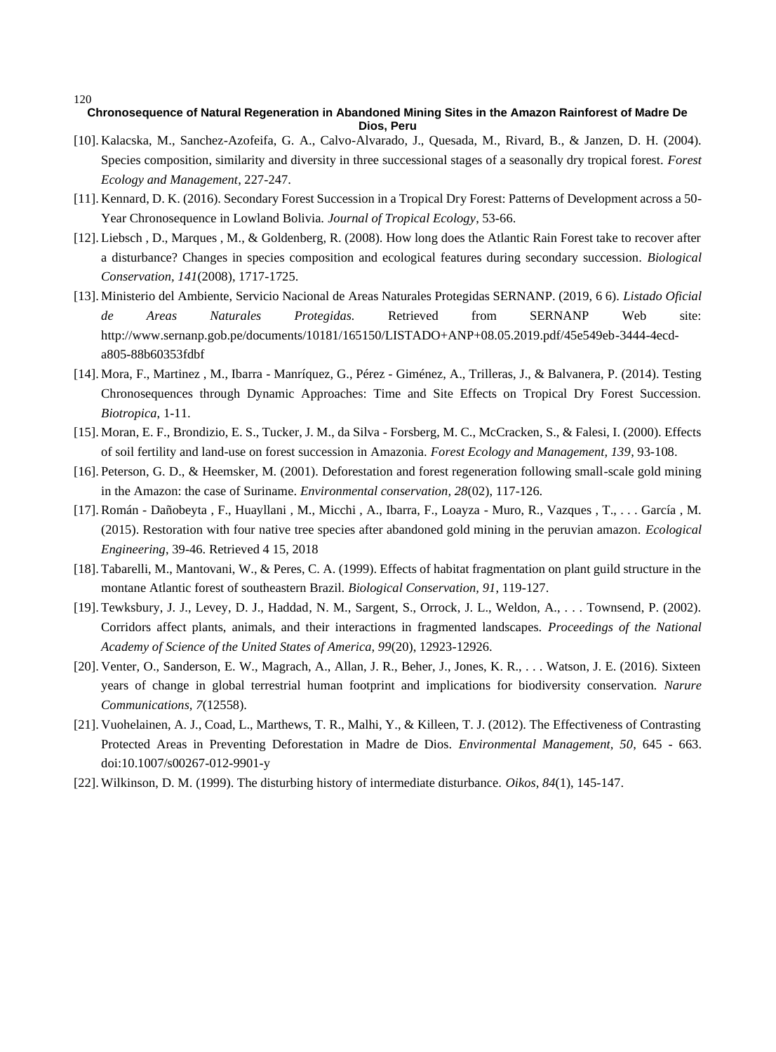[10]. Kalacska, M., Sanchez-Azofeifa, G. A., Calvo-Alvarado, J., Quesada, M., Rivard, B., & Janzen, D. H. (2004). Species composition, similarity and diversity in three successional stages of a seasonally dry tropical forest. *Forest Ecology and Management*, 227-247.

[11]. Kennard, D. K. (2016). Secondary Forest Succession in a Tropical Dry Forest: Patterns of Development across a 50-Year Chronosequence in Lowland Bolivia. *Journal of Tropical Ecology*, 53-66.

[12]. Liebsch , D., Marques , M., & Goldenberg, R. (2008). How long does the Atlantic Rain Forest take to recover after a disturbance? Changes in species composition and ecological features during secondary succession. *Biological Conservation, 141*(2008), 1717-1725.

[13]. Ministerio del Ambiente, Servicio Nacional de Areas Naturales Protegidas SERNANP. (2019, 6 6). *Listado Oficial de Areas Naturales Protegidas.* Retrieved from SERNANP Web site: http://www.sernanp.gob.pe/documents/10181/165150/LISTADO+ANP+08.05.2019.pdf/45e549eb-3444-4ecd-a805-88b60353fdbf

[14]. Mora, F., Martinez , M., Ibarra - Manríquez, G., Pérez - Giménez, A., Trilleras, J., & Balvanera, P. (2014). Testing Chronosequences through Dynamic Approaches: Time and Site Effects on Tropical Dry Forest Succession. *Biotropica*, 1-11.

[15]. Moran, E. F., Brondizio, E. S., Tucker, J. M., da Silva - Forsberg, M. C., McCracken, S., & Falesi, I. (2000). Effects of soil fertility and land-use on forest succession in Amazonia. *Forest Ecology and Management, 139*, 93-108.

[16]. Peterson, G. D., & Heemsker, M. (2001). Deforestation and forest regeneration following small-scale gold mining in the Amazon: the case of Suriname. *Environmental conservation, 28*(02), 117-126.

[17]. Román - Dañobeyta , F., Huayllani , M., Micchi , A., Ibarra, F., Loayza - Muro, R., Vazques , T., . . . García , M. (2015). Restoration with four native tree species after abandoned gold mining in the peruvian amazon. *Ecological Engineering*, 39-46. Retrieved 4 15, 2018

[18]. Tabarelli, M., Mantovani, W., & Peres, C. A. (1999). Effects of habitat fragmentation on plant guild structure in the montane Atlantic forest of southeastern Brazil. *Biological Conservation, 91*, 119-127.

[19]. Tewksbury, J. J., Levey, D. J., Haddad, N. M., Sargent, S., Orrock, J. L., Weldon, A., . . . Townsend, P. (2002). Corridors affect plants, animals, and their interactions in fragmented landscapes. *Proceedings of the National Academy of Science of the United States of America, 99*(20), 12923-12926.

[20]. Venter, O., Sanderson, E. W., Magrach, A., Allan, J. R., Beher, J., Jones, K. R., . . . Watson, J. E. (2016). Sixteen years of change in global terrestrial human footprint and implications for biodiversity conservation. *Narure Communications, 7*(12558).

[21]. Vuohelainen, A. J., Coad, L., Marthews, T. R., Malhi, Y., & Killeen, T. J. (2012). The Effectiveness of Contrasting Protected Areas in Preventing Deforestation in Madre de Dios. *Environmental Management, 50*, 645 - 663. doi:10.1007/s00267-012-9901-y

[22]. Wilkinson, D. M. (1999). The disturbing history of intermediate disturbance. *Oikos, 84*(1), 145-147.